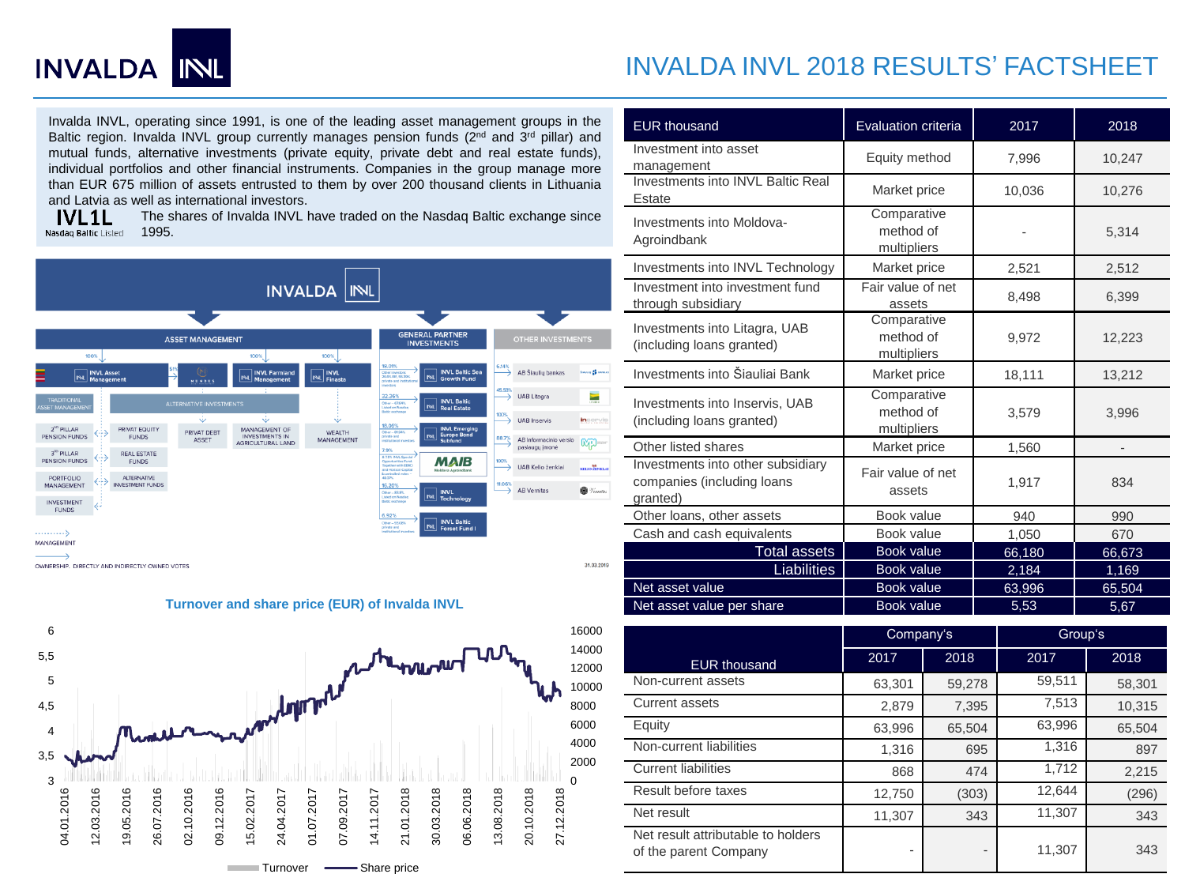# INVALDA INVL 2018 RESULTS' FACTSHEET

Invalda INVL, operating since 1991, is one of the leading asset management groups in the Baltic region. Invalda INVL group currently manages pension funds (2[nd] and 3[rd] pillar) and mutual funds, alternative investments (private equity, private debt and real estate funds), individual portfolios and other financial instruments. Companies in the group manage more than EUR 675 million of assets entrusted to them by over 200 thousand clients in Lithuania and Latvia as well as international investors.

**IVL1L** Nasdaq Baltic Listed

The shares of Invalda INVL have traded on the Nasdaq Baltic exchange since 1995.

| EUR thousand | Evaluation criteria | 2017 | 2018 |
|---|---|---|---|
| Investment into asset management | Equity method | 7,996 | 10,247 |
| Investments into INVL Baltic Real Estate | Market price | 10,036 | 10,276 |
| Investments into Moldova-Agroindbank | Comparative method of multipliers | - | 5,314 |
| Investments into INVL Technology | Market price | 2,521 | 2,512 |
| Investment into investment fund through subsidiary | Fair value of net assets | 8,498 | 6,399 |
| Investments into Litagra, UAB (including loans granted) | Comparative method of multipliers | 9,972 | 12,223 |
| Investments into Šiauliai Bank | Market price | 18,111 | 13,212 |
| Investments into Inservis, UAB (including loans granted) | Comparative method of multipliers | 3,579 | 3,996 |
| Other listed shares | Market price | 1,560 | - |
| Investments into other subsidiary companies (including loans granted) | Fair value of net assets | 1,917 | 834 |
| Other loans, other assets | Book value | 940 | 990 |
| Cash and cash equivalents | Book value | 1,050 | 670 |
| Total assets | Book value | 66,180 | 66,673 |
| Liabilities | Book value | 2,184 | 1,169 |
| Net asset value | Book value | 63,996 | 65,504 |
| Net asset value per share | Book value | 5,53 | 5,67 |

| EUR thousand | Company's | | Group's | |
|---|---|---|---|---|
| | 2017 | 2018 | 2017 | 2018 |
| Non-current assets | 63,301 | 59,278 | 59,511 | 58,301 |
| Current assets | 2,879 | 7,395 | 7,513 | 10,315 |
| Equity | 63,996 | 65,504 | 63,996 | 65,504 |
| Non-current liabilities | 1,316 | 695 | 1,316 | 897 |
| Current liabilities | 868 | 474 | 1,712 | 2,215 |
| Result before taxes | 12,750 | (303) | 12,644 | (296) |
| Net result | 11,307 | 343 | 11,307 | 343 |
| Net result attributable to holders of the parent Company | - | - | 11,307 | 343 |

**Turnover and share price (EUR) of Invalda INVL**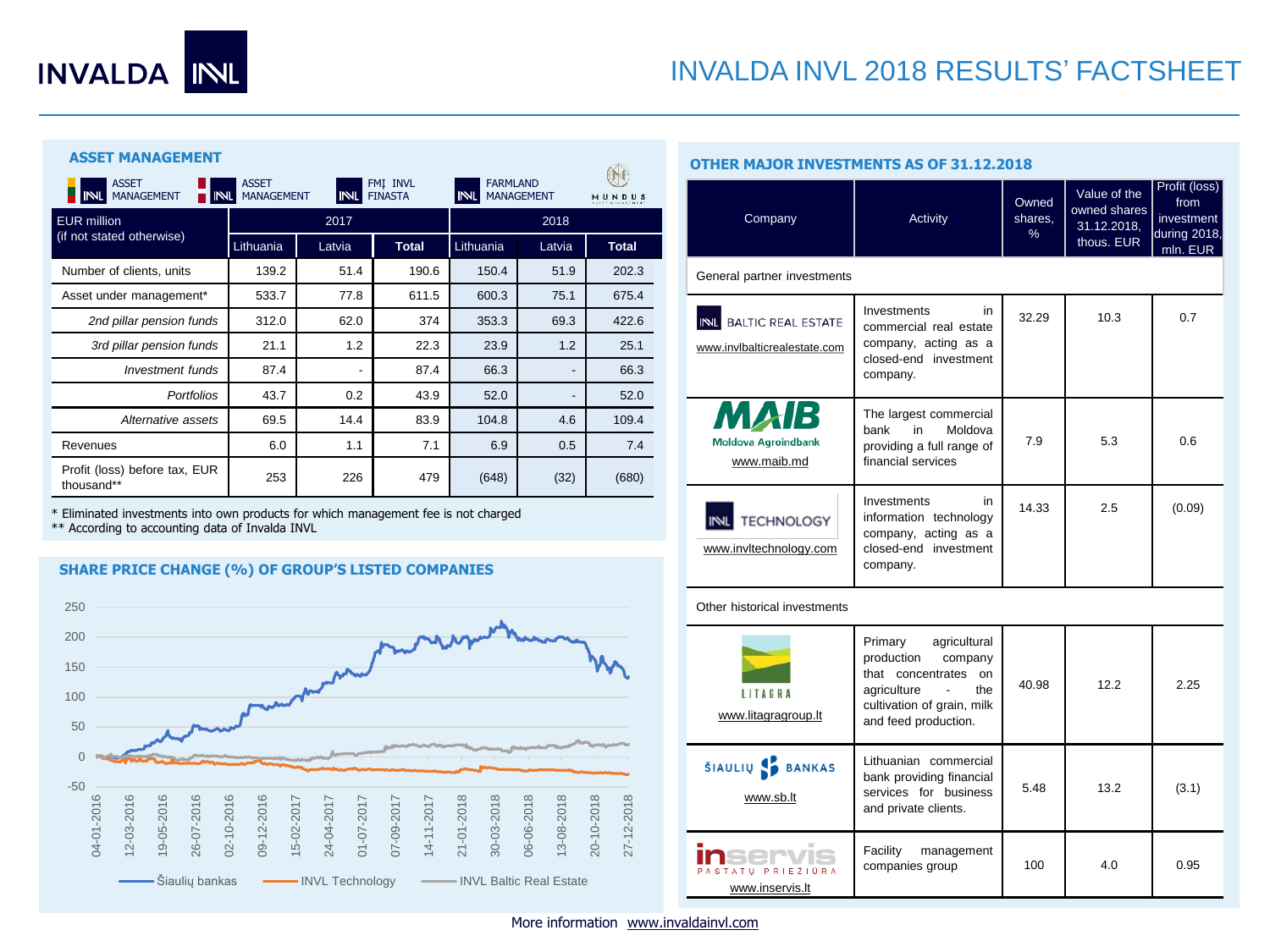# INVALDA INVL 2018 RESULTS' FACTSHEET

## ASSET MANAGEMENT

INVL ASSET MANAGEMENT | INVL ASSET MANAGEMENT | FMĮ INVL FINASTA | INVL FARMLAND MANAGEMENT | MUNDUS

| EUR million (if not stated otherwise) | 2017 | | | 2018 | | |
|---|---|---|---|---|---|---|
| | Lithuania | Latvia | Total | Lithuania | Latvia | Total |
| Number of clients, units | 139.2 | 51.4 | 190.6 | 150.4 | 51.9 | 202.3 |
| Asset under management* | 533.7 | 77.8 | 611.5 | 600.3 | 75.1 | 675.4 |
| *2nd pillar pension funds* | 312.0 | 62.0 | 374 | 353.3 | 69.3 | 422.6 |
| *3rd pillar pension funds* | 21.1 | 1.2 | 22.3 | 23.9 | 1.2 | 25.1 |
| *Investment funds* | 87.4 | - | 87.4 | 66.3 | - | 66.3 |
| *Portfolios* | 43.7 | 0.2 | 43.9 | 52.0 | - | 52.0 |
| *Alternative assets* | 69.5 | 14.4 | 83.9 | 104.8 | 4.6 | 109.4 |
| Revenues | 6.0 | 1.1 | 7.1 | 6.9 | 0.5 | 7.4 |
| Profit (loss) before tax, EUR thousand** | 253 | 226 | 479 | (648) | (32) | (680) |

\* Eliminated investments into own products for which management fee is not charged
\*\* According to accounting data of Invalda INVL

## SHARE PRICE CHANGE (%) OF GROUP'S LISTED COMPANIES

250
200
150
100
50
0
-50

04-01-2016, 12-03-2016, 19-05-2016, 26-07-2016, 02-10-2016, 09-12-2016, 15-02-2017, 24-04-2017, 01-07-2017, 07-09-2017, 14-11-2017, 21-01-2018, 30-03-2018, 06-06-2018, 13-08-2018, 20-10-2018, 27-12-2018

Šiaulių bankas — INVL Technology — INVL Baltic Real Estate

## OTHER MAJOR INVESTMENTS AS OF 31.12.2018

| Company | Activity | Owned shares, % | Value of the owned shares 31.12.2018, thous. EUR | Profit (loss) from investment during 2018, mln. EUR |
|---|---|---|---|---|
| **General partner investments** | | | | |
| INVL BALTIC REAL ESTATE www.invlbalticrealestate.com | Investments in commercial real estate company, acting as a closed-end investment company. | 32.29 | 10.3 | 0.7 |
| MAIB Moldova Agroindbank www.maib.md | The largest commercial bank in Moldova providing a full range of financial services | 7.9 | 5.3 | 0.6 |
| INVL TECHNOLOGY www.invltechnology.com | Investments in information technology company, acting as a closed-end investment company. | 14.33 | 2.5 | (0.09) |
| **Other historical investments** | | | | |
| LITAGRA www.litagragroup.lt | Primary agricultural production company that concentrates on agriculture - the cultivation of grain, milk and feed production. | 40.98 | 12.2 | 2.25 |
| ŠIAULIŲ BANKAS www.sb.lt | Lithuanian commercial bank providing financial services for business and private clients. | 5.48 | 13.2 | (3.1) |
| inservis PASTATŲ PRIEŽIŪRA www.inservis.lt | Facility management companies group | 100 | 4.0 | 0.95 |

More information www.invaldainvl.com